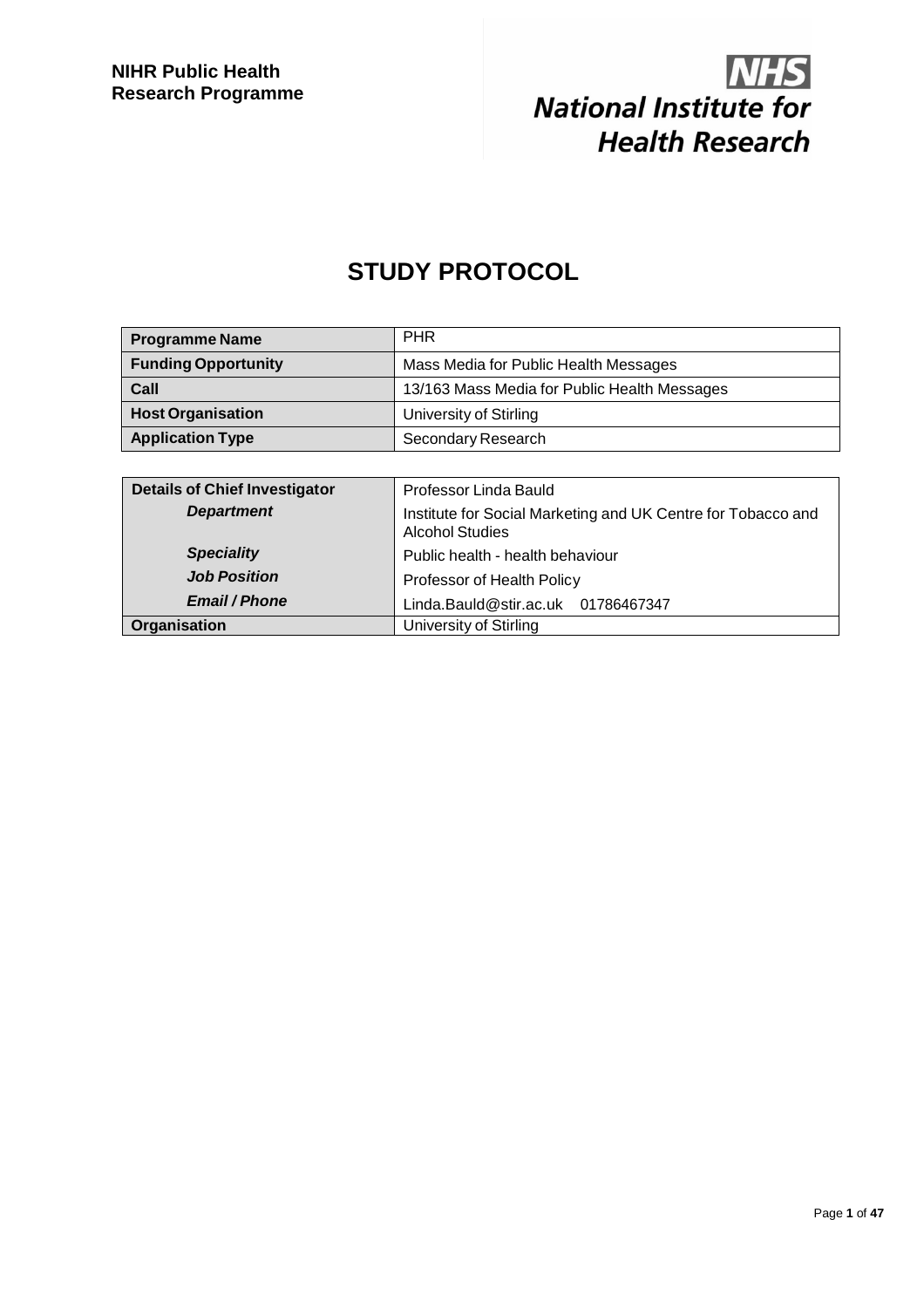**NIHR Public Health Research Programme**

**NHS National Institute for Health Research**

# STUDY PROTOCOL

| | |
|---|---|
| **Programme Name** | PHR |
| **Funding Opportunity** | Mass Media for Public Health Messages |
| **Call** | 13/163 Mass Media for Public Health Messages |
| **Host Organisation** | University of Stirling |
| **Application Type** | Secondary Research |

| | |
|---|---|
| **Details of Chief Investigator** | Professor Linda Bauld |
| ***Department*** | Institute for Social Marketing and UK Centre for Tobacco and Alcohol Studies |
| ***Speciality*** | Public health - health behaviour |
| ***Job Position*** | Professor of Health Policy |
| ***Email / Phone*** | Linda.Bauld@stir.ac.uk 01786467347 |
| **Organisation** | University of Stirling |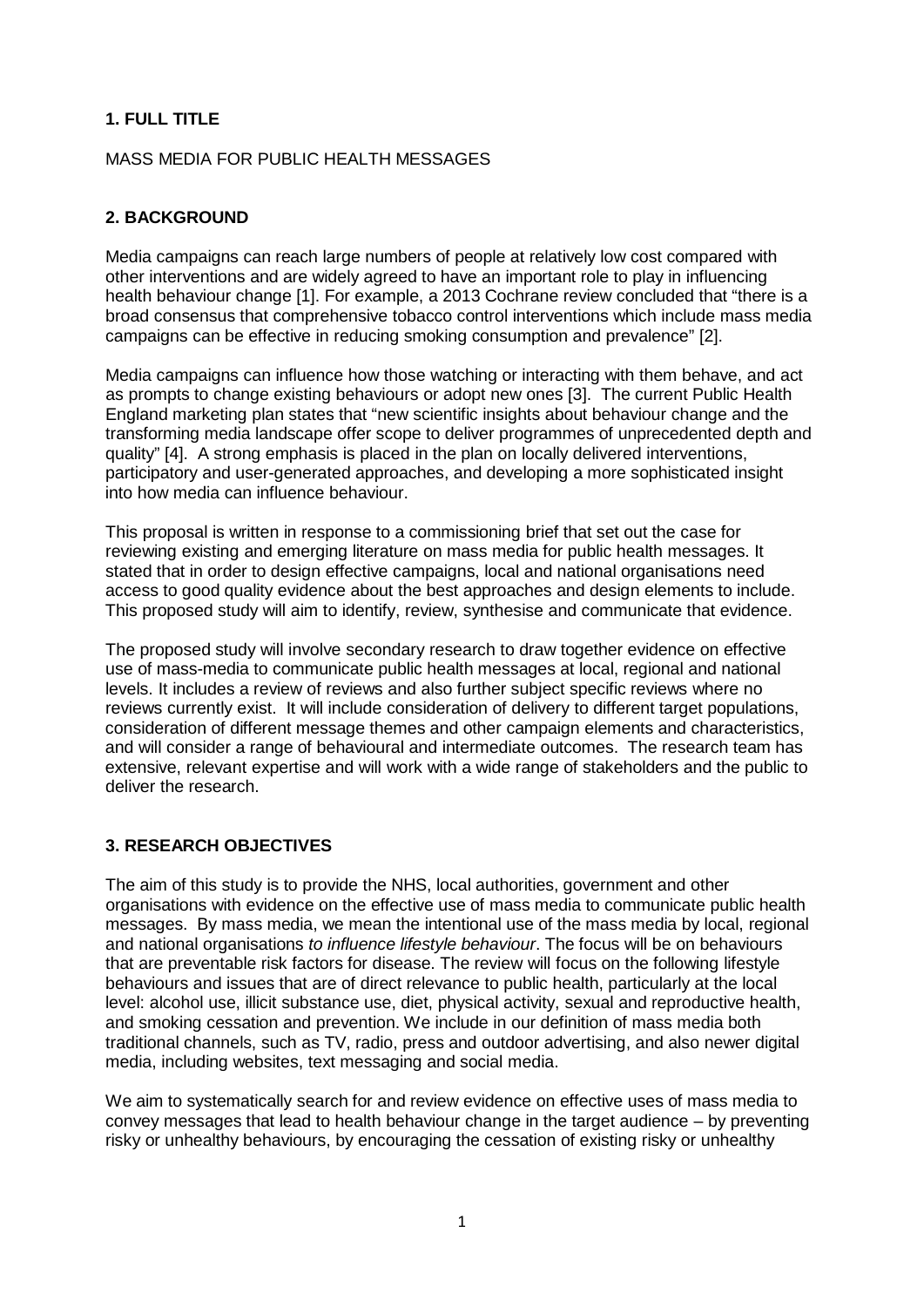## 1. FULL TITLE

MASS MEDIA FOR PUBLIC HEALTH MESSAGES

## 2. BACKGROUND

Media campaigns can reach large numbers of people at relatively low cost compared with other interventions and are widely agreed to have an important role to play in influencing health behaviour change [1]. For example, a 2013 Cochrane review concluded that "there is a broad consensus that comprehensive tobacco control interventions which include mass media campaigns can be effective in reducing smoking consumption and prevalence" [2].

Media campaigns can influence how those watching or interacting with them behave, and act as prompts to change existing behaviours or adopt new ones [3]. The current Public Health England marketing plan states that "new scientific insights about behaviour change and the transforming media landscape offer scope to deliver programmes of unprecedented depth and quality" [4]. A strong emphasis is placed in the plan on locally delivered interventions, participatory and user-generated approaches, and developing a more sophisticated insight into how media can influence behaviour.

This proposal is written in response to a commissioning brief that set out the case for reviewing existing and emerging literature on mass media for public health messages. It stated that in order to design effective campaigns, local and national organisations need access to good quality evidence about the best approaches and design elements to include. This proposed study will aim to identify, review, synthesise and communicate that evidence.

The proposed study will involve secondary research to draw together evidence on effective use of mass-media to communicate public health messages at local, regional and national levels. It includes a review of reviews and also further subject specific reviews where no reviews currently exist. It will include consideration of delivery to different target populations, consideration of different message themes and other campaign elements and characteristics, and will consider a range of behavioural and intermediate outcomes. The research team has extensive, relevant expertise and will work with a wide range of stakeholders and the public to deliver the research.

## 3. RESEARCH OBJECTIVES

The aim of this study is to provide the NHS, local authorities, government and other organisations with evidence on the effective use of mass media to communicate public health messages. By mass media, we mean the intentional use of the mass media by local, regional and national organisations *to influence lifestyle behaviour*. The focus will be on behaviours that are preventable risk factors for disease. The review will focus on the following lifestyle behaviours and issues that are of direct relevance to public health, particularly at the local level: alcohol use, illicit substance use, diet, physical activity, sexual and reproductive health, and smoking cessation and prevention. We include in our definition of mass media both traditional channels, such as TV, radio, press and outdoor advertising, and also newer digital media, including websites, text messaging and social media.

We aim to systematically search for and review evidence on effective uses of mass media to convey messages that lead to health behaviour change in the target audience – by preventing risky or unhealthy behaviours, by encouraging the cessation of existing risky or unhealthy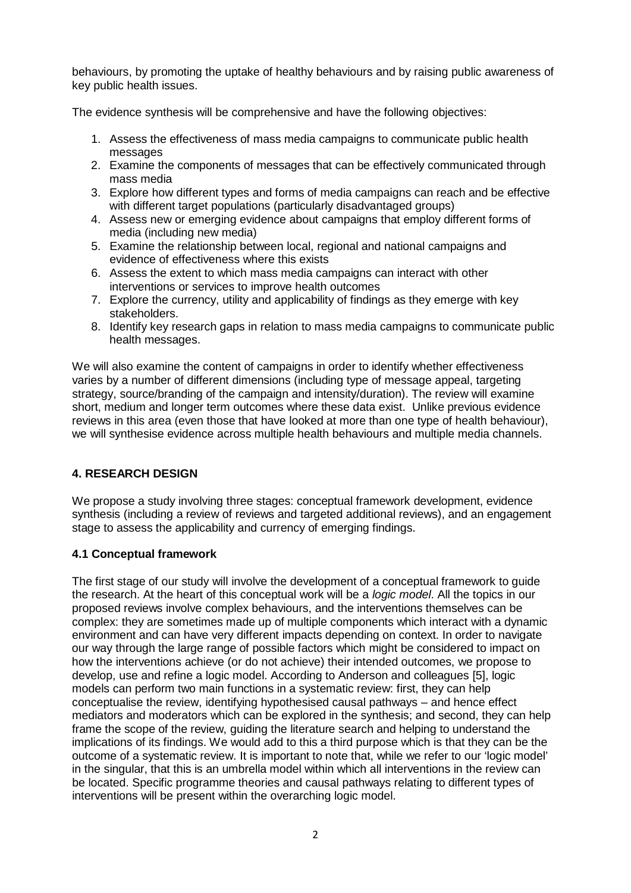behaviours, by promoting the uptake of healthy behaviours and by raising public awareness of key public health issues.

The evidence synthesis will be comprehensive and have the following objectives:

1. Assess the effectiveness of mass media campaigns to communicate public health messages
2. Examine the components of messages that can be effectively communicated through mass media
3. Explore how different types and forms of media campaigns can reach and be effective with different target populations (particularly disadvantaged groups)
4. Assess new or emerging evidence about campaigns that employ different forms of media (including new media)
5. Examine the relationship between local, regional and national campaigns and evidence of effectiveness where this exists
6. Assess the extent to which mass media campaigns can interact with other interventions or services to improve health outcomes
7. Explore the currency, utility and applicability of findings as they emerge with key stakeholders.
8. Identify key research gaps in relation to mass media campaigns to communicate public health messages.

We will also examine the content of campaigns in order to identify whether effectiveness varies by a number of different dimensions (including type of message appeal, targeting strategy, source/branding of the campaign and intensity/duration). The review will examine short, medium and longer term outcomes where these data exist. Unlike previous evidence reviews in this area (even those that have looked at more than one type of health behaviour), we will synthesise evidence across multiple health behaviours and multiple media channels.

## 4. RESEARCH DESIGN

We propose a study involving three stages: conceptual framework development, evidence synthesis (including a review of reviews and targeted additional reviews), and an engagement stage to assess the applicability and currency of emerging findings.

### 4.1 Conceptual framework

The first stage of our study will involve the development of a conceptual framework to guide the research. At the heart of this conceptual work will be a *logic model*. All the topics in our proposed reviews involve complex behaviours, and the interventions themselves can be complex: they are sometimes made up of multiple components which interact with a dynamic environment and can have very different impacts depending on context. In order to navigate our way through the large range of possible factors which might be considered to impact on how the interventions achieve (or do not achieve) their intended outcomes, we propose to develop, use and refine a logic model. According to Anderson and colleagues [5], logic models can perform two main functions in a systematic review: first, they can help conceptualise the review, identifying hypothesised causal pathways – and hence effect mediators and moderators which can be explored in the synthesis; and second, they can help frame the scope of the review, guiding the literature search and helping to understand the implications of its findings. We would add to this a third purpose which is that they can be the outcome of a systematic review. It is important to note that, while we refer to our 'logic model' in the singular, that this is an umbrella model within which all interventions in the review can be located. Specific programme theories and causal pathways relating to different types of interventions will be present within the overarching logic model.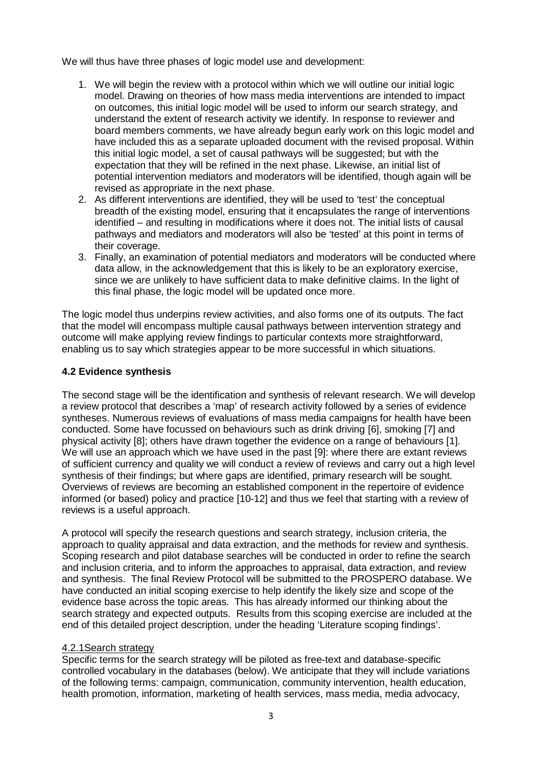We will thus have three phases of logic model use and development:

1. We will begin the review with a protocol within which we will outline our initial logic model. Drawing on theories of how mass media interventions are intended to impact on outcomes, this initial logic model will be used to inform our search strategy, and understand the extent of research activity we identify. In response to reviewer and board members comments, we have already begun early work on this logic model and have included this as a separate uploaded document with the revised proposal. Within this initial logic model, a set of causal pathways will be suggested; but with the expectation that they will be refined in the next phase. Likewise, an initial list of potential intervention mediators and moderators will be identified, though again will be revised as appropriate in the next phase.
2. As different interventions are identified, they will be used to 'test' the conceptual breadth of the existing model, ensuring that it encapsulates the range of interventions identified – and resulting in modifications where it does not. The initial lists of causal pathways and mediators and moderators will also be 'tested' at this point in terms of their coverage.
3. Finally, an examination of potential mediators and moderators will be conducted where data allow, in the acknowledgement that this is likely to be an exploratory exercise, since we are unlikely to have sufficient data to make definitive claims. In the light of this final phase, the logic model will be updated once more.

The logic model thus underpins review activities, and also forms one of its outputs. The fact that the model will encompass multiple causal pathways between intervention strategy and outcome will make applying review findings to particular contexts more straightforward, enabling us to say which strategies appear to be more successful in which situations.

### 4.2 Evidence synthesis

The second stage will be the identification and synthesis of relevant research. We will develop a review protocol that describes a 'map' of research activity followed by a series of evidence syntheses. Numerous reviews of evaluations of mass media campaigns for health have been conducted. Some have focussed on behaviours such as drink driving [6], smoking [7] and physical activity [8]; others have drawn together the evidence on a range of behaviours [1]. We will use an approach which we have used in the past [9]: where there are extant reviews of sufficient currency and quality we will conduct a review of reviews and carry out a high level synthesis of their findings; but where gaps are identified, primary research will be sought. Overviews of reviews are becoming an established component in the repertoire of evidence informed (or based) policy and practice [10-12] and thus we feel that starting with a review of reviews is a useful approach.

A protocol will specify the research questions and search strategy, inclusion criteria, the approach to quality appraisal and data extraction, and the methods for review and synthesis. Scoping research and pilot database searches will be conducted in order to refine the search and inclusion criteria, and to inform the approaches to appraisal, data extraction, and review and synthesis. The final Review Protocol will be submitted to the PROSPERO database. We have conducted an initial scoping exercise to help identify the likely size and scope of the evidence base across the topic areas. This has already informed our thinking about the search strategy and expected outputs. Results from this scoping exercise are included at the end of this detailed project description, under the heading 'Literature scoping findings'.

#### 4.2.1Search strategy

Specific terms for the search strategy will be piloted as free-text and database-specific controlled vocabulary in the databases (below). We anticipate that they will include variations of the following terms: campaign, communication, community intervention, health education, health promotion, information, marketing of health services, mass media, media advocacy,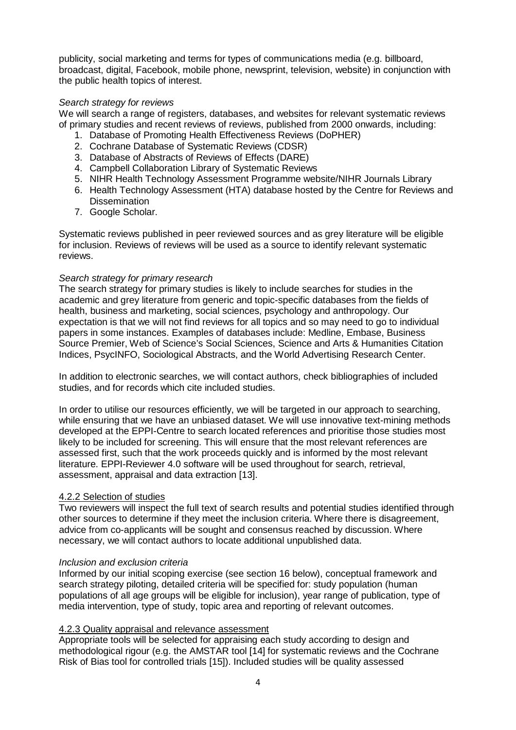publicity, social marketing and terms for types of communications media (e.g. billboard, broadcast, digital, Facebook, mobile phone, newsprint, television, website) in conjunction with the public health topics of interest.

*Search strategy for reviews*

We will search a range of registers, databases, and websites for relevant systematic reviews of primary studies and recent reviews of reviews, published from 2000 onwards, including:

1. Database of Promoting Health Effectiveness Reviews (DoPHER)
2. Cochrane Database of Systematic Reviews (CDSR)
3. Database of Abstracts of Reviews of Effects (DARE)
4. Campbell Collaboration Library of Systematic Reviews
5. NIHR Health Technology Assessment Programme website/NIHR Journals Library
6. Health Technology Assessment (HTA) database hosted by the Centre for Reviews and Dissemination
7. Google Scholar.

Systematic reviews published in peer reviewed sources and as grey literature will be eligible for inclusion. Reviews of reviews will be used as a source to identify relevant systematic reviews.

*Search strategy for primary research*

The search strategy for primary studies is likely to include searches for studies in the academic and grey literature from generic and topic-specific databases from the fields of health, business and marketing, social sciences, psychology and anthropology. Our expectation is that we will not find reviews for all topics and so may need to go to individual papers in some instances. Examples of databases include: Medline, Embase, Business Source Premier, Web of Science's Social Sciences, Science and Arts & Humanities Citation Indices, PsycINFO, Sociological Abstracts, and the World Advertising Research Center.

In addition to electronic searches, we will contact authors, check bibliographies of included studies, and for records which cite included studies.

In order to utilise our resources efficiently, we will be targeted in our approach to searching, while ensuring that we have an unbiased dataset. We will use innovative text-mining methods developed at the EPPI-Centre to search located references and prioritise those studies most likely to be included for screening. This will ensure that the most relevant references are assessed first, such that the work proceeds quickly and is informed by the most relevant literature. EPPI-Reviewer 4.0 software will be used throughout for search, retrieval, assessment, appraisal and data extraction [13].

4.2.2 Selection of studies

Two reviewers will inspect the full text of search results and potential studies identified through other sources to determine if they meet the inclusion criteria. Where there is disagreement, advice from co-applicants will be sought and consensus reached by discussion. Where necessary, we will contact authors to locate additional unpublished data.

*Inclusion and exclusion criteria*

Informed by our initial scoping exercise (see section 16 below), conceptual framework and search strategy piloting, detailed criteria will be specified for: study population (human populations of all age groups will be eligible for inclusion), year range of publication, type of media intervention, type of study, topic area and reporting of relevant outcomes.

4.2.3 Quality appraisal and relevance assessment

Appropriate tools will be selected for appraising each study according to design and methodological rigour (e.g. the AMSTAR tool [14] for systematic reviews and the Cochrane Risk of Bias tool for controlled trials [15]). Included studies will be quality assessed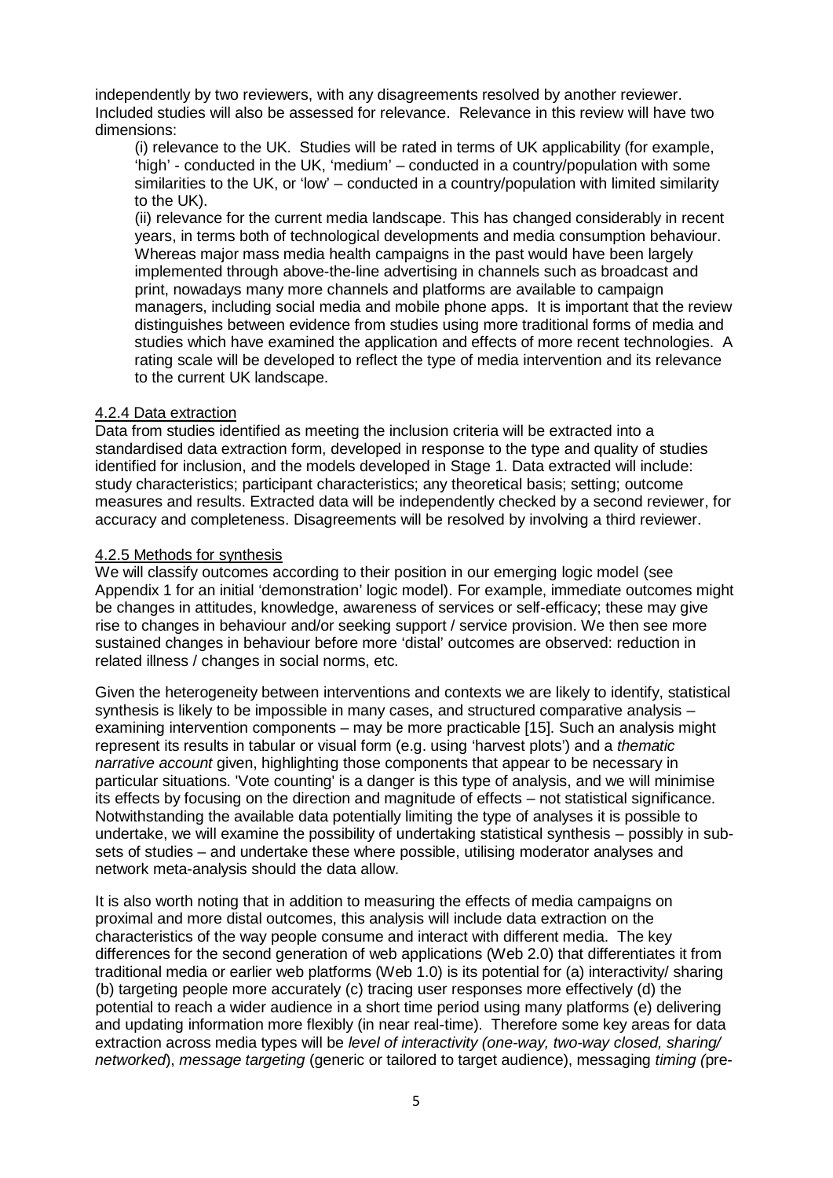independently by two reviewers, with any disagreements resolved by another reviewer. Included studies will also be assessed for relevance. Relevance in this review will have two dimensions:

(i) relevance to the UK. Studies will be rated in terms of UK applicability (for example, 'high' - conducted in the UK, 'medium' – conducted in a country/population with some similarities to the UK, or 'low' – conducted in a country/population with limited similarity to the UK).

(ii) relevance for the current media landscape. This has changed considerably in recent years, in terms both of technological developments and media consumption behaviour. Whereas major mass media health campaigns in the past would have been largely implemented through above-the-line advertising in channels such as broadcast and print, nowadays many more channels and platforms are available to campaign managers, including social media and mobile phone apps. It is important that the review distinguishes between evidence from studies using more traditional forms of media and studies which have examined the application and effects of more recent technologies. A rating scale will be developed to reflect the type of media intervention and its relevance to the current UK landscape.

#### 4.2.4 Data extraction

Data from studies identified as meeting the inclusion criteria will be extracted into a standardised data extraction form, developed in response to the type and quality of studies identified for inclusion, and the models developed in Stage 1. Data extracted will include: study characteristics; participant characteristics; any theoretical basis; setting; outcome measures and results. Extracted data will be independently checked by a second reviewer, for accuracy and completeness. Disagreements will be resolved by involving a third reviewer.

#### 4.2.5 Methods for synthesis

We will classify outcomes according to their position in our emerging logic model (see Appendix 1 for an initial 'demonstration' logic model). For example, immediate outcomes might be changes in attitudes, knowledge, awareness of services or self-efficacy; these may give rise to changes in behaviour and/or seeking support / service provision. We then see more sustained changes in behaviour before more 'distal' outcomes are observed: reduction in related illness / changes in social norms, etc.

Given the heterogeneity between interventions and contexts we are likely to identify, statistical synthesis is likely to be impossible in many cases, and structured comparative analysis – examining intervention components – may be more practicable [15]. Such an analysis might represent its results in tabular or visual form (e.g. using 'harvest plots') and a *thematic narrative account* given, highlighting those components that appear to be necessary in particular situations. 'Vote counting' is a danger is this type of analysis, and we will minimise its effects by focusing on the direction and magnitude of effects – not statistical significance. Notwithstanding the available data potentially limiting the type of analyses it is possible to undertake, we will examine the possibility of undertaking statistical synthesis – possibly in sub-sets of studies – and undertake these where possible, utilising moderator analyses and network meta-analysis should the data allow.

It is also worth noting that in addition to measuring the effects of media campaigns on proximal and more distal outcomes, this analysis will include data extraction on the characteristics of the way people consume and interact with different media. The key differences for the second generation of web applications (Web 2.0) that differentiates it from traditional media or earlier web platforms (Web 1.0) is its potential for (a) interactivity/ sharing (b) targeting people more accurately (c) tracing user responses more effectively (d) the potential to reach a wider audience in a short time period using many platforms (e) delivering and updating information more flexibly (in near real-time). Therefore some key areas for data extraction across media types will be *level of interactivity (one-way, two-way closed, sharing/ networked*), *message targeting* (generic or tailored to target audience), messaging *timing (*pre-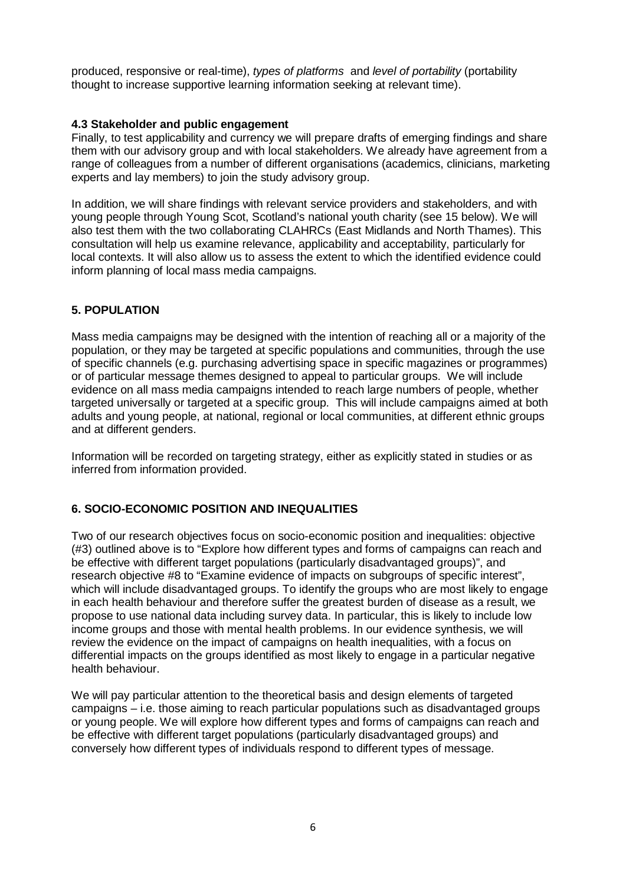produced, responsive or real-time), *types of platforms* and *level of portability* (portability thought to increase supportive learning information seeking at relevant time).

### 4.3 Stakeholder and public engagement

Finally, to test applicability and currency we will prepare drafts of emerging findings and share them with our advisory group and with local stakeholders. We already have agreement from a range of colleagues from a number of different organisations (academics, clinicians, marketing experts and lay members) to join the study advisory group.

In addition, we will share findings with relevant service providers and stakeholders, and with young people through Young Scot, Scotland's national youth charity (see 15 below). We will also test them with the two collaborating CLAHRCs (East Midlands and North Thames). This consultation will help us examine relevance, applicability and acceptability, particularly for local contexts. It will also allow us to assess the extent to which the identified evidence could inform planning of local mass media campaigns.

## 5. POPULATION

Mass media campaigns may be designed with the intention of reaching all or a majority of the population, or they may be targeted at specific populations and communities, through the use of specific channels (e.g. purchasing advertising space in specific magazines or programmes) or of particular message themes designed to appeal to particular groups. We will include evidence on all mass media campaigns intended to reach large numbers of people, whether targeted universally or targeted at a specific group. This will include campaigns aimed at both adults and young people, at national, regional or local communities, at different ethnic groups and at different genders.

Information will be recorded on targeting strategy, either as explicitly stated in studies or as inferred from information provided.

## 6. SOCIO-ECONOMIC POSITION AND INEQUALITIES

Two of our research objectives focus on socio-economic position and inequalities: objective (#3) outlined above is to "Explore how different types and forms of campaigns can reach and be effective with different target populations (particularly disadvantaged groups)", and research objective #8 to "Examine evidence of impacts on subgroups of specific interest", which will include disadvantaged groups. To identify the groups who are most likely to engage in each health behaviour and therefore suffer the greatest burden of disease as a result, we propose to use national data including survey data. In particular, this is likely to include low income groups and those with mental health problems. In our evidence synthesis, we will review the evidence on the impact of campaigns on health inequalities, with a focus on differential impacts on the groups identified as most likely to engage in a particular negative health behaviour.

We will pay particular attention to the theoretical basis and design elements of targeted campaigns – i.e. those aiming to reach particular populations such as disadvantaged groups or young people. We will explore how different types and forms of campaigns can reach and be effective with different target populations (particularly disadvantaged groups) and conversely how different types of individuals respond to different types of message.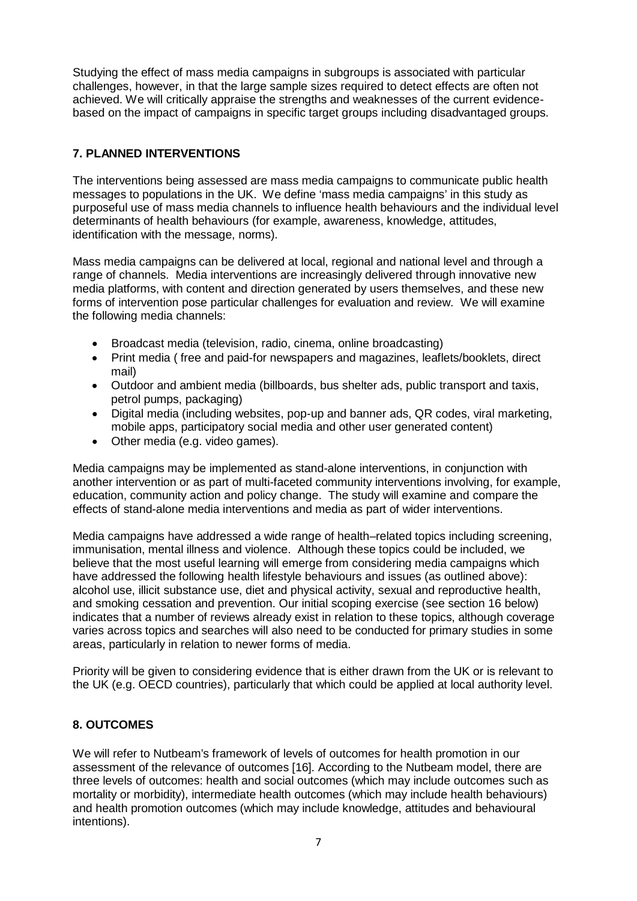Studying the effect of mass media campaigns in subgroups is associated with particular challenges, however, in that the large sample sizes required to detect effects are often not achieved. We will critically appraise the strengths and weaknesses of the current evidence-based on the impact of campaigns in specific target groups including disadvantaged groups.

## 7. PLANNED INTERVENTIONS

The interventions being assessed are mass media campaigns to communicate public health messages to populations in the UK. We define 'mass media campaigns' in this study as purposeful use of mass media channels to influence health behaviours and the individual level determinants of health behaviours (for example, awareness, knowledge, attitudes, identification with the message, norms).

Mass media campaigns can be delivered at local, regional and national level and through a range of channels. Media interventions are increasingly delivered through innovative new media platforms, with content and direction generated by users themselves, and these new forms of intervention pose particular challenges for evaluation and review. We will examine the following media channels:

- Broadcast media (television, radio, cinema, online broadcasting)
- Print media ( free and paid-for newspapers and magazines, leaflets/booklets, direct mail)
- Outdoor and ambient media (billboards, bus shelter ads, public transport and taxis, petrol pumps, packaging)
- Digital media (including websites, pop-up and banner ads, QR codes, viral marketing, mobile apps, participatory social media and other user generated content)
- Other media (e.g. video games).

Media campaigns may be implemented as stand-alone interventions, in conjunction with another intervention or as part of multi-faceted community interventions involving, for example, education, community action and policy change. The study will examine and compare the effects of stand-alone media interventions and media as part of wider interventions.

Media campaigns have addressed a wide range of health–related topics including screening, immunisation, mental illness and violence. Although these topics could be included, we believe that the most useful learning will emerge from considering media campaigns which have addressed the following health lifestyle behaviours and issues (as outlined above): alcohol use, illicit substance use, diet and physical activity, sexual and reproductive health, and smoking cessation and prevention. Our initial scoping exercise (see section 16 below) indicates that a number of reviews already exist in relation to these topics, although coverage varies across topics and searches will also need to be conducted for primary studies in some areas, particularly in relation to newer forms of media.

Priority will be given to considering evidence that is either drawn from the UK or is relevant to the UK (e.g. OECD countries), particularly that which could be applied at local authority level.

## 8. OUTCOMES

We will refer to Nutbeam's framework of levels of outcomes for health promotion in our assessment of the relevance of outcomes [16]. According to the Nutbeam model, there are three levels of outcomes: health and social outcomes (which may include outcomes such as mortality or morbidity), intermediate health outcomes (which may include health behaviours) and health promotion outcomes (which may include knowledge, attitudes and behavioural intentions).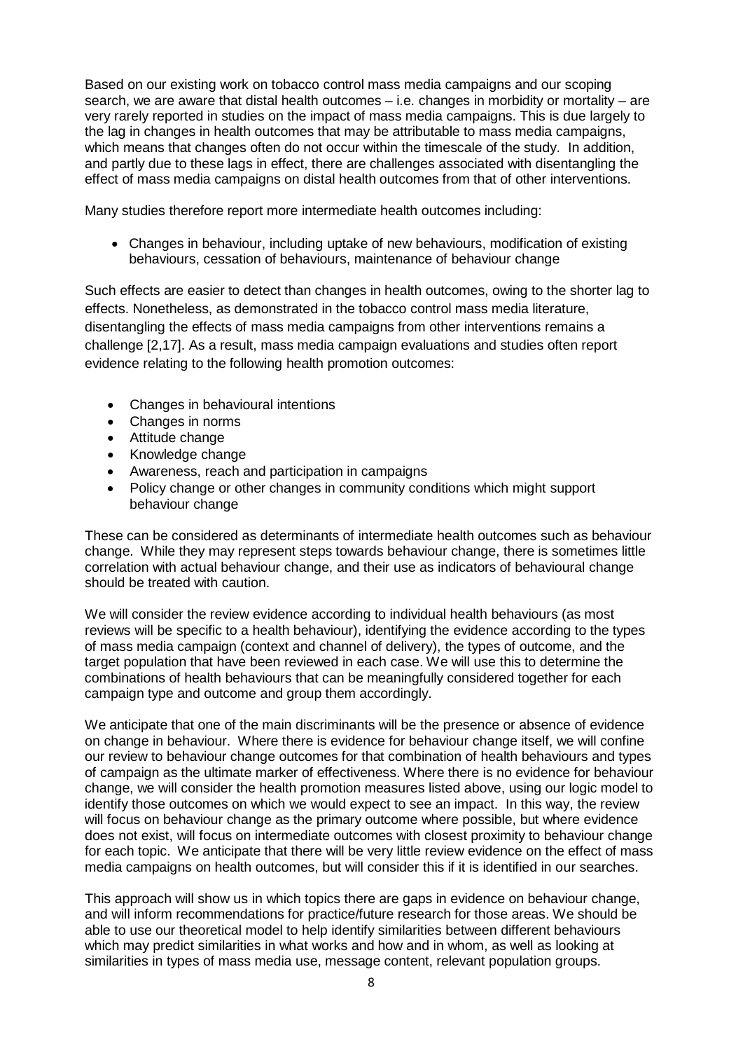Based on our existing work on tobacco control mass media campaigns and our scoping search, we are aware that distal health outcomes – i.e. changes in morbidity or mortality – are very rarely reported in studies on the impact of mass media campaigns. This is due largely to the lag in changes in health outcomes that may be attributable to mass media campaigns, which means that changes often do not occur within the timescale of the study. In addition, and partly due to these lags in effect, there are challenges associated with disentangling the effect of mass media campaigns on distal health outcomes from that of other interventions.

Many studies therefore report more intermediate health outcomes including:

- Changes in behaviour, including uptake of new behaviours, modification of existing behaviours, cessation of behaviours, maintenance of behaviour change

Such effects are easier to detect than changes in health outcomes, owing to the shorter lag to effects. Nonetheless, as demonstrated in the tobacco control mass media literature, disentangling the effects of mass media campaigns from other interventions remains a challenge [2,17]. As a result, mass media campaign evaluations and studies often report evidence relating to the following health promotion outcomes:

- Changes in behavioural intentions
- Changes in norms
- Attitude change
- Knowledge change
- Awareness, reach and participation in campaigns
- Policy change or other changes in community conditions which might support behaviour change

These can be considered as determinants of intermediate health outcomes such as behaviour change. While they may represent steps towards behaviour change, there is sometimes little correlation with actual behaviour change, and their use as indicators of behavioural change should be treated with caution.

We will consider the review evidence according to individual health behaviours (as most reviews will be specific to a health behaviour), identifying the evidence according to the types of mass media campaign (context and channel of delivery), the types of outcome, and the target population that have been reviewed in each case. We will use this to determine the combinations of health behaviours that can be meaningfully considered together for each campaign type and outcome and group them accordingly.

We anticipate that one of the main discriminants will be the presence or absence of evidence on change in behaviour. Where there is evidence for behaviour change itself, we will confine our review to behaviour change outcomes for that combination of health behaviours and types of campaign as the ultimate marker of effectiveness. Where there is no evidence for behaviour change, we will consider the health promotion measures listed above, using our logic model to identify those outcomes on which we would expect to see an impact. In this way, the review will focus on behaviour change as the primary outcome where possible, but where evidence does not exist, will focus on intermediate outcomes with closest proximity to behaviour change for each topic. We anticipate that there will be very little review evidence on the effect of mass media campaigns on health outcomes, but will consider this if it is identified in our searches.

This approach will show us in which topics there are gaps in evidence on behaviour change, and will inform recommendations for practice/future research for those areas. We should be able to use our theoretical model to help identify similarities between different behaviours which may predict similarities in what works and how and in whom, as well as looking at similarities in types of mass media use, message content, relevant population groups.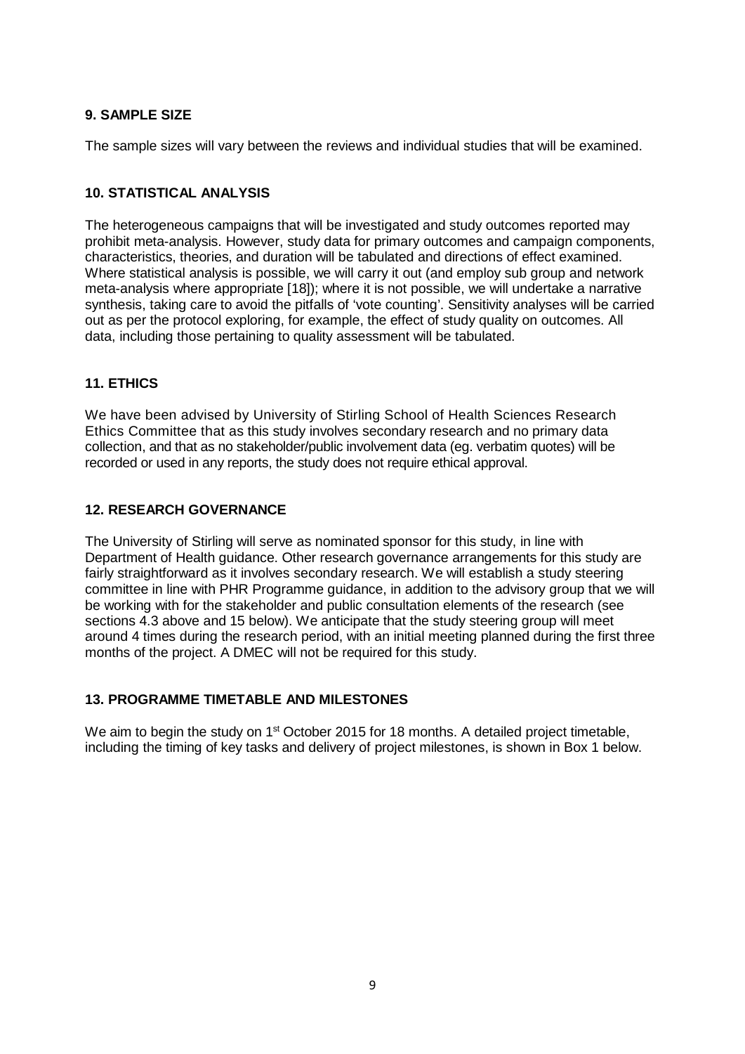## 9. SAMPLE SIZE

The sample sizes will vary between the reviews and individual studies that will be examined.

## 10. STATISTICAL ANALYSIS

The heterogeneous campaigns that will be investigated and study outcomes reported may prohibit meta-analysis. However, study data for primary outcomes and campaign components, characteristics, theories, and duration will be tabulated and directions of effect examined. Where statistical analysis is possible, we will carry it out (and employ sub group and network meta-analysis where appropriate [18]); where it is not possible, we will undertake a narrative synthesis, taking care to avoid the pitfalls of 'vote counting'. Sensitivity analyses will be carried out as per the protocol exploring, for example, the effect of study quality on outcomes. All data, including those pertaining to quality assessment will be tabulated.

## 11. ETHICS

We have been advised by University of Stirling School of Health Sciences Research Ethics Committee that as this study involves secondary research and no primary data collection, and that as no stakeholder/public involvement data (eg. verbatim quotes) will be recorded or used in any reports, the study does not require ethical approval.

## 12. RESEARCH GOVERNANCE

The University of Stirling will serve as nominated sponsor for this study, in line with Department of Health guidance. Other research governance arrangements for this study are fairly straightforward as it involves secondary research. We will establish a study steering committee in line with PHR Programme guidance, in addition to the advisory group that we will be working with for the stakeholder and public consultation elements of the research (see sections 4.3 above and 15 below). We anticipate that the study steering group will meet around 4 times during the research period, with an initial meeting planned during the first three months of the project. A DMEC will not be required for this study.

## 13. PROGRAMME TIMETABLE AND MILESTONES

We aim to begin the study on 1st October 2015 for 18 months. A detailed project timetable, including the timing of key tasks and delivery of project milestones, is shown in Box 1 below.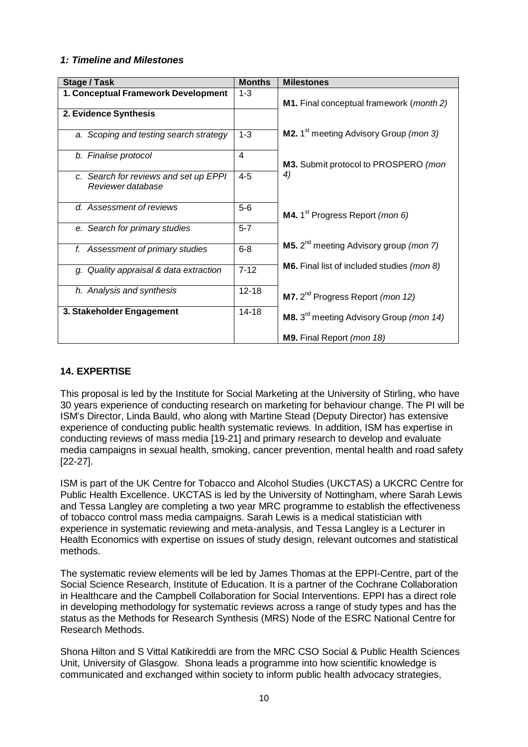### *1: Timeline and Milestones*

| Stage / Task | Months | Milestones |
|---|---|---|
| **1. Conceptual Framework Development** | 1-3 | **M1.** Final conceptual framework (*month 2)* |
| **2. Evidence Synthesis** | | |
| *a. Scoping and testing search strategy* | 1-3 | **M2.** 1st meeting Advisory Group *(mon 3)* |
| *b. Finalise protocol* | 4 | **M3.** Submit protocol to PROSPERO *(mon 4)* |
| *c. Search for reviews and set up EPPI Reviewer database* | 4-5 | |
| *d. Assessment of reviews* | 5-6 | **M4.** 1st Progress Report *(mon 6)* |
| *e. Search for primary studies* | 5-7 | |
| *f. Assessment of primary studies* | 6-8 | **M5.** 2nd meeting Advisory group *(mon 7)* |
| *g. Quality appraisal & data extraction* | 7-12 | **M6.** Final list of included studies *(mon 8)* |
| *h. Analysis and synthesis* | 12-18 | **M7.** 2nd Progress Report *(mon 12)* |
| **3. Stakeholder Engagement** | 14-18 | **M8.** 3rd meeting Advisory Group *(mon 14)*<br>**M9.** Final Report *(mon 18)* |

### 14. EXPERTISE

This proposal is led by the Institute for Social Marketing at the University of Stirling, who have 30 years experience of conducting research on marketing for behaviour change. The PI will be ISM's Director, Linda Bauld, who along with Martine Stead (Deputy Director) has extensive experience of conducting public health systematic reviews. In addition, ISM has expertise in conducting reviews of mass media [19-21] and primary research to develop and evaluate media campaigns in sexual health, smoking, cancer prevention, mental health and road safety [22-27].

ISM is part of the UK Centre for Tobacco and Alcohol Studies (UKCTAS) a UKCRC Centre for Public Health Excellence. UKCTAS is led by the University of Nottingham, where Sarah Lewis and Tessa Langley are completing a two year MRC programme to establish the effectiveness of tobacco control mass media campaigns. Sarah Lewis is a medical statistician with experience in systematic reviewing and meta-analysis, and Tessa Langley is a Lecturer in Health Economics with expertise on issues of study design, relevant outcomes and statistical methods.

The systematic review elements will be led by James Thomas at the EPPI-Centre, part of the Social Science Research, Institute of Education. It is a partner of the Cochrane Collaboration in Healthcare and the Campbell Collaboration for Social Interventions. EPPI has a direct role in developing methodology for systematic reviews across a range of study types and has the status as the Methods for Research Synthesis (MRS) Node of the ESRC National Centre for Research Methods.

Shona Hilton and S Vittal Katikireddi are from the MRC CSO Social & Public Health Sciences Unit, University of Glasgow. Shona leads a programme into how scientific knowledge is communicated and exchanged within society to inform public health advocacy strategies,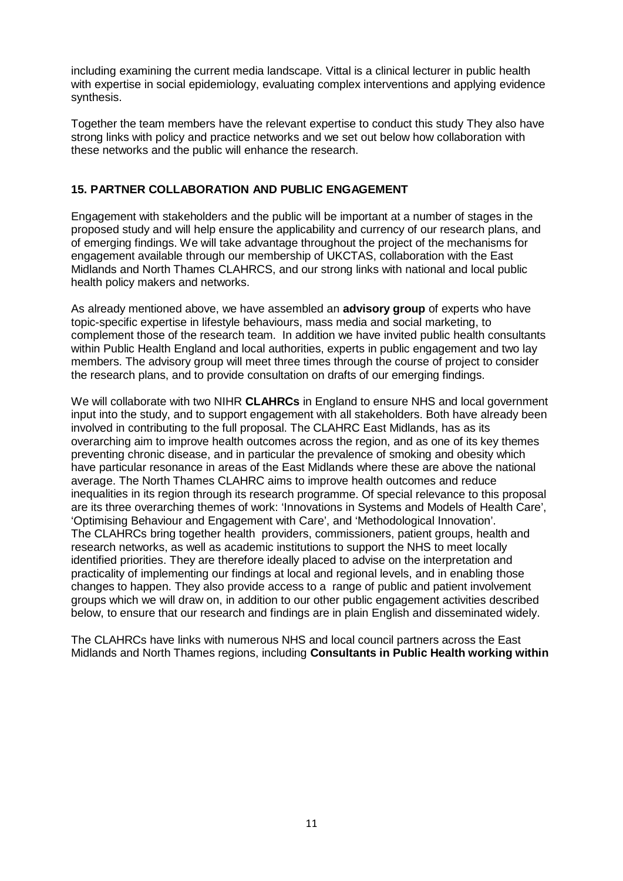including examining the current media landscape. Vittal is a clinical lecturer in public health with expertise in social epidemiology, evaluating complex interventions and applying evidence synthesis.

Together the team members have the relevant expertise to conduct this study They also have strong links with policy and practice networks and we set out below how collaboration with these networks and the public will enhance the research.

## 15. PARTNER COLLABORATION AND PUBLIC ENGAGEMENT

Engagement with stakeholders and the public will be important at a number of stages in the proposed study and will help ensure the applicability and currency of our research plans, and of emerging findings. We will take advantage throughout the project of the mechanisms for engagement available through our membership of UKCTAS, collaboration with the East Midlands and North Thames CLAHRCS, and our strong links with national and local public health policy makers and networks.

As already mentioned above, we have assembled an **advisory group** of experts who have topic-specific expertise in lifestyle behaviours, mass media and social marketing, to complement those of the research team. In addition we have invited public health consultants within Public Health England and local authorities, experts in public engagement and two lay members. The advisory group will meet three times through the course of project to consider the research plans, and to provide consultation on drafts of our emerging findings.

We will collaborate with two NIHR **CLAHRCs** in England to ensure NHS and local government input into the study, and to support engagement with all stakeholders. Both have already been involved in contributing to the full proposal. The CLAHRC East Midlands, has as its overarching aim to improve health outcomes across the region, and as one of its key themes preventing chronic disease, and in particular the prevalence of smoking and obesity which have particular resonance in areas of the East Midlands where these are above the national average. The North Thames CLAHRC aims to improve health outcomes and reduce inequalities in its region through its research programme. Of special relevance to this proposal are its three overarching themes of work: 'Innovations in Systems and Models of Health Care', 'Optimising Behaviour and Engagement with Care', and 'Methodological Innovation'. The CLAHRCs bring together health providers, commissioners, patient groups, health and research networks, as well as academic institutions to support the NHS to meet locally identified priorities. They are therefore ideally placed to advise on the interpretation and practicality of implementing our findings at local and regional levels, and in enabling those changes to happen. They also provide access to a range of public and patient involvement groups which we will draw on, in addition to our other public engagement activities described below, to ensure that our research and findings are in plain English and disseminated widely.

The CLAHRCs have links with numerous NHS and local council partners across the East Midlands and North Thames regions, including **Consultants in Public Health working within**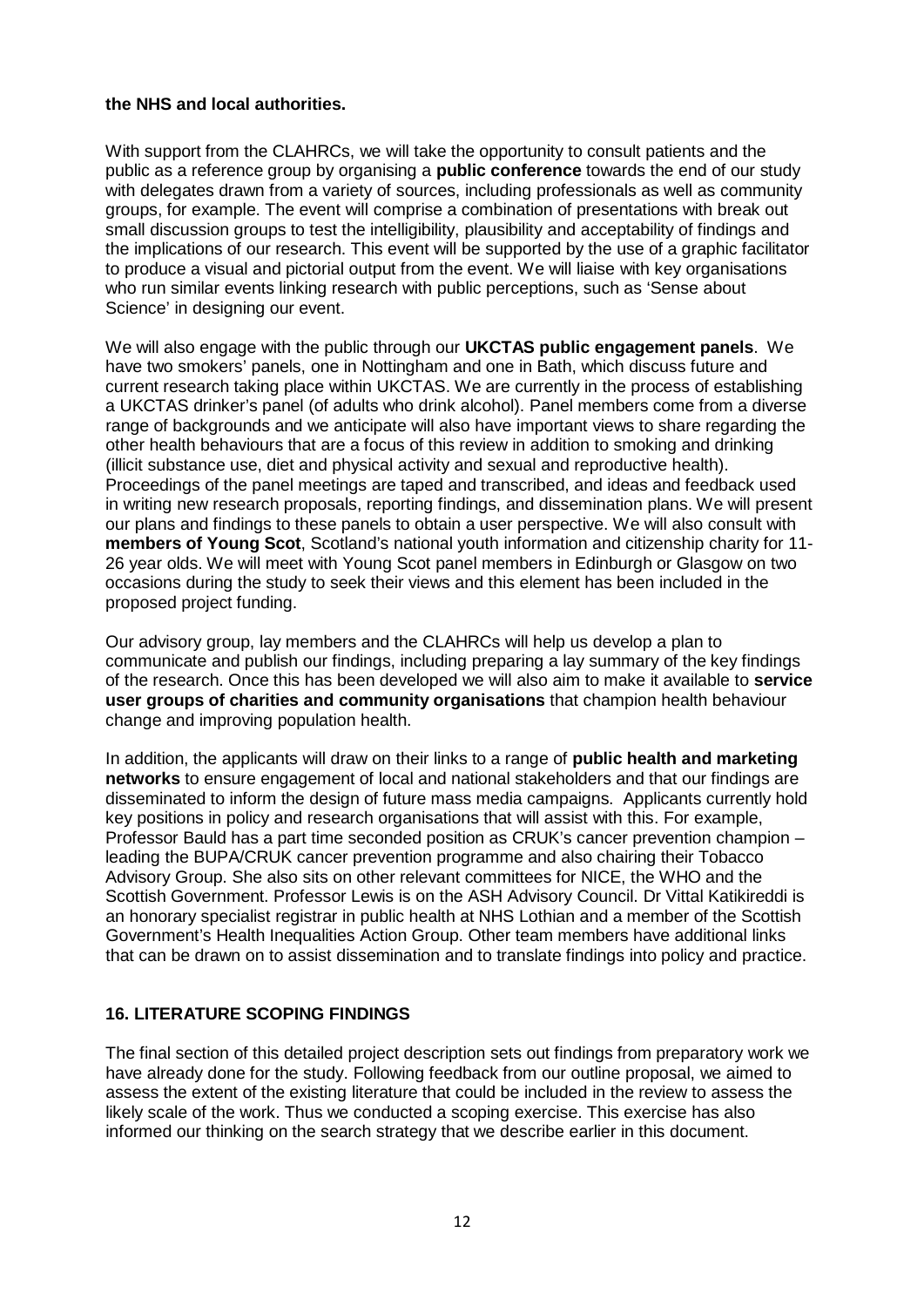**the NHS and local authorities.**

With support from the CLAHRCs, we will take the opportunity to consult patients and the public as a reference group by organising a **public conference** towards the end of our study with delegates drawn from a variety of sources, including professionals as well as community groups, for example. The event will comprise a combination of presentations with break out small discussion groups to test the intelligibility, plausibility and acceptability of findings and the implications of our research. This event will be supported by the use of a graphic facilitator to produce a visual and pictorial output from the event. We will liaise with key organisations who run similar events linking research with public perceptions, such as 'Sense about Science' in designing our event.

We will also engage with the public through our **UKCTAS public engagement panels**. We have two smokers' panels, one in Nottingham and one in Bath, which discuss future and current research taking place within UKCTAS. We are currently in the process of establishing a UKCTAS drinker's panel (of adults who drink alcohol). Panel members come from a diverse range of backgrounds and we anticipate will also have important views to share regarding the other health behaviours that are a focus of this review in addition to smoking and drinking (illicit substance use, diet and physical activity and sexual and reproductive health). Proceedings of the panel meetings are taped and transcribed, and ideas and feedback used in writing new research proposals, reporting findings, and dissemination plans. We will present our plans and findings to these panels to obtain a user perspective. We will also consult with **members of Young Scot**, Scotland's national youth information and citizenship charity for 11-26 year olds. We will meet with Young Scot panel members in Edinburgh or Glasgow on two occasions during the study to seek their views and this element has been included in the proposed project funding.

Our advisory group, lay members and the CLAHRCs will help us develop a plan to communicate and publish our findings, including preparing a lay summary of the key findings of the research. Once this has been developed we will also aim to make it available to **service user groups of charities and community organisations** that champion health behaviour change and improving population health.

In addition, the applicants will draw on their links to a range of **public health and marketing networks** to ensure engagement of local and national stakeholders and that our findings are disseminated to inform the design of future mass media campaigns. Applicants currently hold key positions in policy and research organisations that will assist with this. For example, Professor Bauld has a part time seconded position as CRUK's cancer prevention champion – leading the BUPA/CRUK cancer prevention programme and also chairing their Tobacco Advisory Group. She also sits on other relevant committees for NICE, the WHO and the Scottish Government. Professor Lewis is on the ASH Advisory Council. Dr Vittal Katikireddi is an honorary specialist registrar in public health at NHS Lothian and a member of the Scottish Government's Health Inequalities Action Group. Other team members have additional links that can be drawn on to assist dissemination and to translate findings into policy and practice.

## 16. LITERATURE SCOPING FINDINGS

The final section of this detailed project description sets out findings from preparatory work we have already done for the study. Following feedback from our outline proposal, we aimed to assess the extent of the existing literature that could be included in the review to assess the likely scale of the work. Thus we conducted a scoping exercise. This exercise has also informed our thinking on the search strategy that we describe earlier in this document.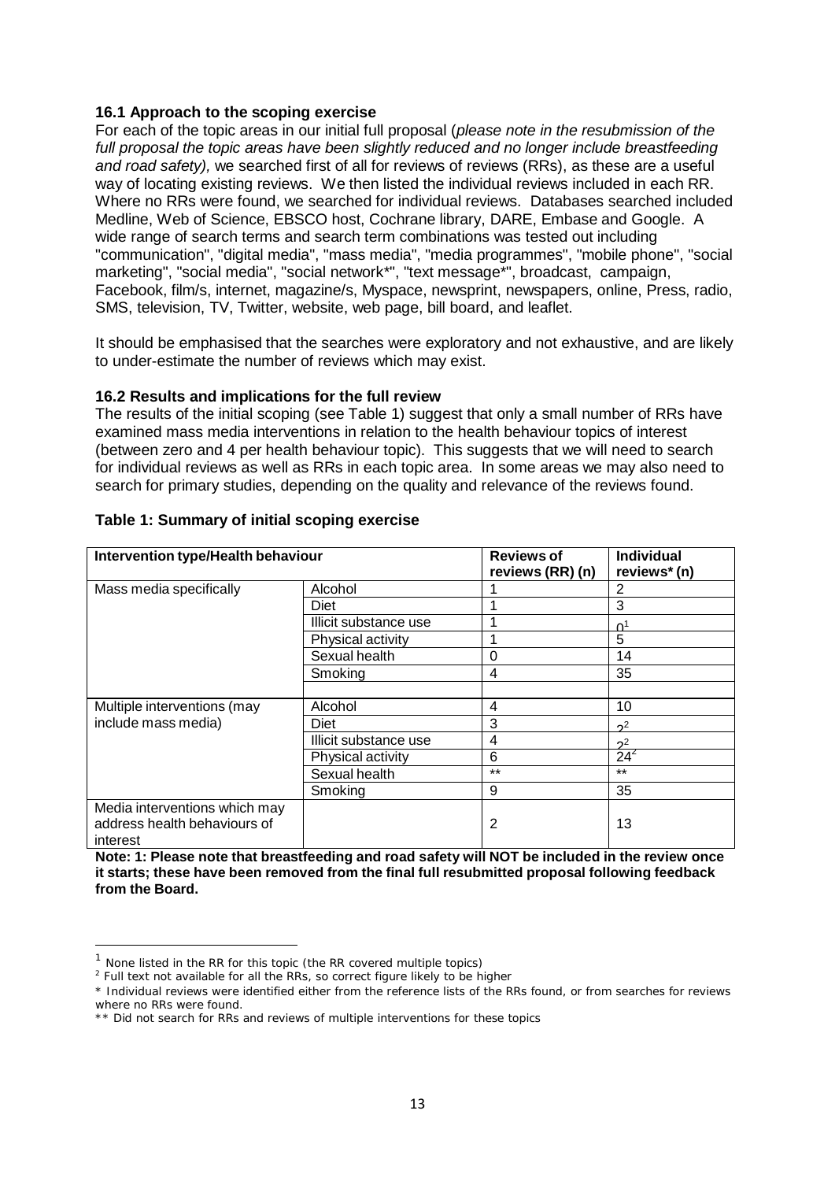### 16.1 Approach to the scoping exercise

For each of the topic areas in our initial full proposal (*please note in the resubmission of the full proposal the topic areas have been slightly reduced and no longer include breastfeeding and road safety),* we searched first of all for reviews of reviews (RRs), as these are a useful way of locating existing reviews. We then listed the individual reviews included in each RR. Where no RRs were found, we searched for individual reviews. Databases searched included Medline, Web of Science, EBSCO host, Cochrane library, DARE, Embase and Google. A wide range of search terms and search term combinations was tested out including "communication", "digital media", "mass media", "media programmes", "mobile phone", "social marketing", "social media", "social network*", "text message*", broadcast, campaign, Facebook, film/s, internet, magazine/s, Myspace, newsprint, newspapers, online, Press, radio, SMS, television, TV, Twitter, website, web page, bill board, and leaflet.

It should be emphasised that the searches were exploratory and not exhaustive, and are likely to under-estimate the number of reviews which may exist.

### 16.2 Results and implications for the full review

The results of the initial scoping (see Table 1) suggest that only a small number of RRs have examined mass media interventions in relation to the health behaviour topics of interest (between zero and 4 per health behaviour topic). This suggests that we will need to search for individual reviews as well as RRs in each topic area. In some areas we may also need to search for primary studies, depending on the quality and relevance of the reviews found.

**Table 1: Summary of initial scoping exercise**

| Intervention type/Health behaviour | | Reviews of reviews (RR) (n) | Individual reviews* (n) |
|---|---|---|---|
| Mass media specifically | Alcohol | 1 | 2 |
| | Diet | 1 | 3 |
| | Illicit substance use | 1 | 0[1] |
| | Physical activity | 1 | 5 |
| | Sexual health | 0 | 14 |
| | Smoking | 4 | 35 |
| | | | |
| Multiple interventions (may include mass media) | Alcohol | 4 | 10 |
| | Diet | 3 | 2[2] |
| | Illicit substance use | 4 | 2[2] |
| | Physical activity | 6 | 24[2] |
| | Sexual health | ** | ** |
| | Smoking | 9 | 35 |
| Media interventions which may address health behaviours of interest | | 2 | 13 |

**Note: 1: Please note that breastfeeding and road safety will NOT be included in the review once it starts; these have been removed from the final full resubmitted proposal following feedback from the Board.**

[1] None listed in the RR for this topic (the RR covered multiple topics)

[2] Full text not available for all the RRs, so correct figure likely to be higher

\* Individual reviews were identified either from the reference lists of the RRs found, or from searches for reviews where no RRs were found.

\** Did not search for RRs and reviews of multiple interventions for these topics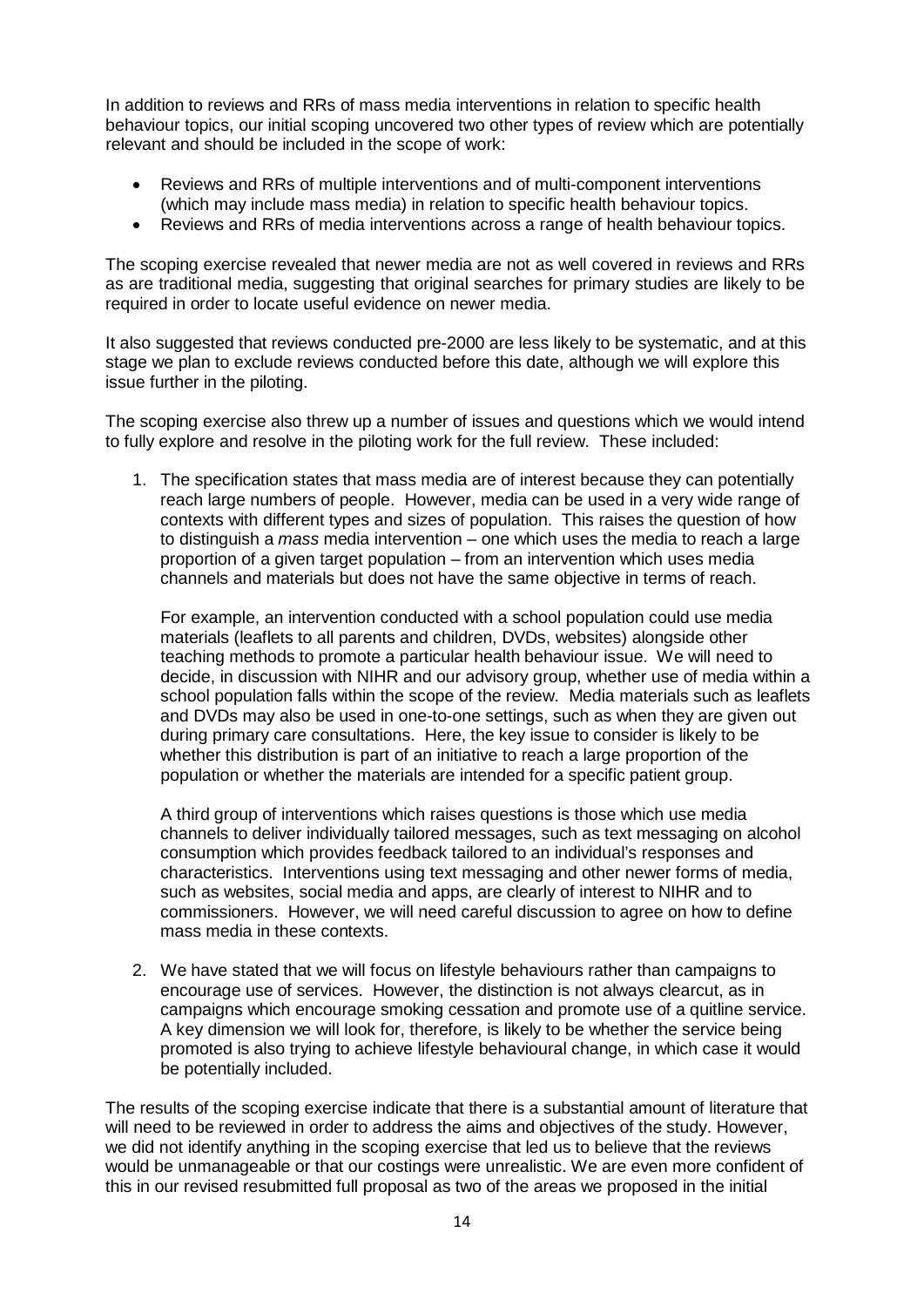In addition to reviews and RRs of mass media interventions in relation to specific health behaviour topics, our initial scoping uncovered two other types of review which are potentially relevant and should be included in the scope of work:

- Reviews and RRs of multiple interventions and of multi-component interventions (which may include mass media) in relation to specific health behaviour topics.
- Reviews and RRs of media interventions across a range of health behaviour topics.

The scoping exercise revealed that newer media are not as well covered in reviews and RRs as are traditional media, suggesting that original searches for primary studies are likely to be required in order to locate useful evidence on newer media.

It also suggested that reviews conducted pre-2000 are less likely to be systematic, and at this stage we plan to exclude reviews conducted before this date, although we will explore this issue further in the piloting.

The scoping exercise also threw up a number of issues and questions which we would intend to fully explore and resolve in the piloting work for the full review. These included:

1. The specification states that mass media are of interest because they can potentially reach large numbers of people. However, media can be used in a very wide range of contexts with different types and sizes of population. This raises the question of how to distinguish a *mass* media intervention – one which uses the media to reach a large proportion of a given target population – from an intervention which uses media channels and materials but does not have the same objective in terms of reach.

   For example, an intervention conducted with a school population could use media materials (leaflets to all parents and children, DVDs, websites) alongside other teaching methods to promote a particular health behaviour issue. We will need to decide, in discussion with NIHR and our advisory group, whether use of media within a school population falls within the scope of the review. Media materials such as leaflets and DVDs may also be used in one-to-one settings, such as when they are given out during primary care consultations. Here, the key issue to consider is likely to be whether this distribution is part of an initiative to reach a large proportion of the population or whether the materials are intended for a specific patient group.

   A third group of interventions which raises questions is those which use media channels to deliver individually tailored messages, such as text messaging on alcohol consumption which provides feedback tailored to an individual's responses and characteristics. Interventions using text messaging and other newer forms of media, such as websites, social media and apps, are clearly of interest to NIHR and to commissioners. However, we will need careful discussion to agree on how to define mass media in these contexts.

2. We have stated that we will focus on lifestyle behaviours rather than campaigns to encourage use of services. However, the distinction is not always clearcut, as in campaigns which encourage smoking cessation and promote use of a quitline service. A key dimension we will look for, therefore, is likely to be whether the service being promoted is also trying to achieve lifestyle behavioural change, in which case it would be potentially included.

The results of the scoping exercise indicate that there is a substantial amount of literature that will need to be reviewed in order to address the aims and objectives of the study. However, we did not identify anything in the scoping exercise that led us to believe that the reviews would be unmanageable or that our costings were unrealistic. We are even more confident of this in our revised resubmitted full proposal as two of the areas we proposed in the initial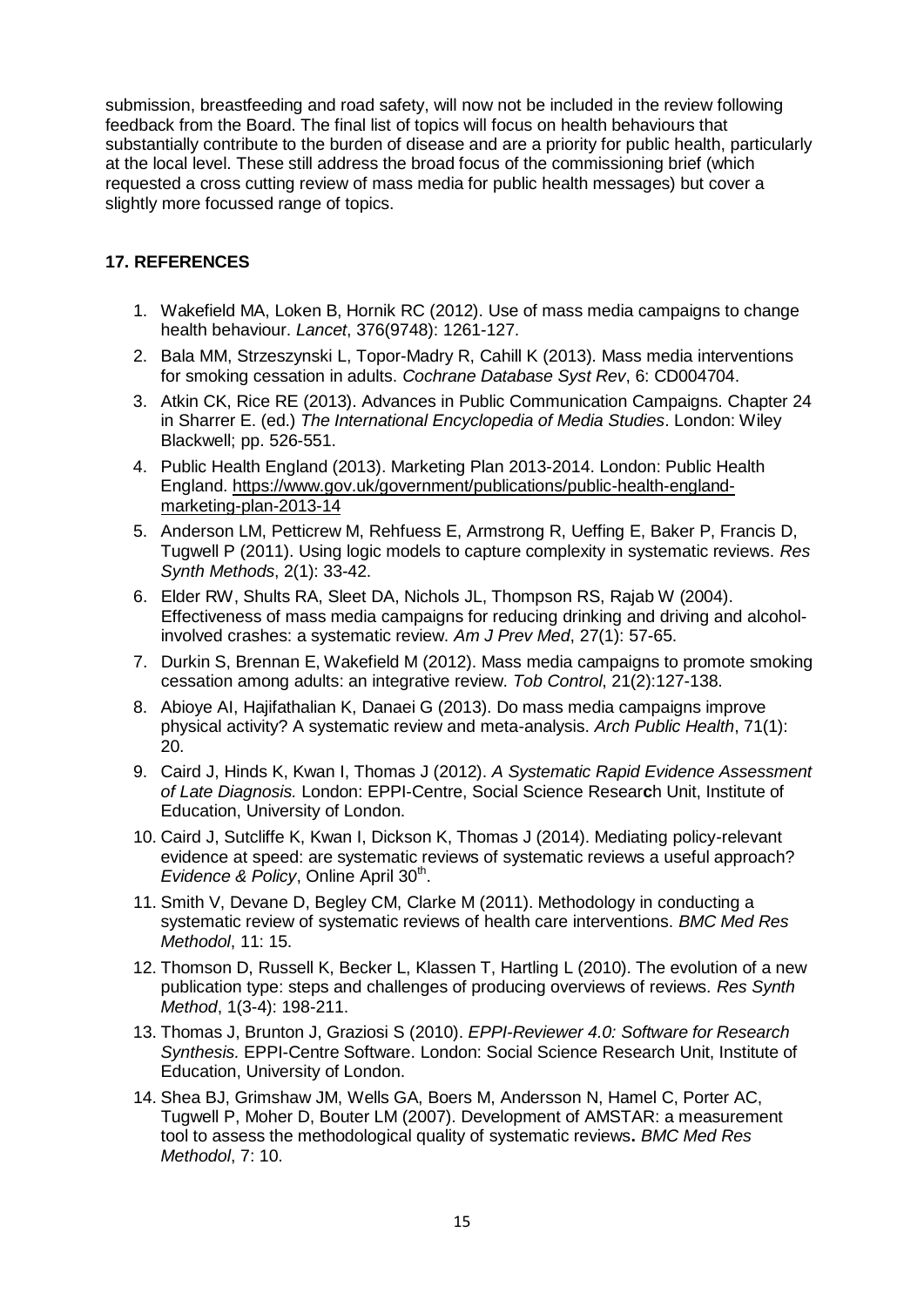submission, breastfeeding and road safety, will now not be included in the review following feedback from the Board. The final list of topics will focus on health behaviours that substantially contribute to the burden of disease and are a priority for public health, particularly at the local level. These still address the broad focus of the commissioning brief (which requested a cross cutting review of mass media for public health messages) but cover a slightly more focussed range of topics.

## 17. REFERENCES

1. Wakefield MA, Loken B, Hornik RC (2012). Use of mass media campaigns to change health behaviour. *Lancet*, 376(9748): 1261-127.
2. Bala MM, Strzeszynski L, Topor-Madry R, Cahill K (2013). Mass media interventions for smoking cessation in adults. *Cochrane Database Syst Rev*, 6: CD004704.
3. Atkin CK, Rice RE (2013). Advances in Public Communication Campaigns. Chapter 24 in Sharrer E. (ed.) *The International Encyclopedia of Media Studies*. London: Wiley Blackwell; pp. 526-551.
4. Public Health England (2013). Marketing Plan 2013-2014. London: Public Health England. https://www.gov.uk/government/publications/public-health-england-marketing-plan-2013-14
5. Anderson LM, Petticrew M, Rehfuess E, Armstrong R, Ueffing E, Baker P, Francis D, Tugwell P (2011). Using logic models to capture complexity in systematic reviews. *Res Synth Methods*, 2(1): 33-42.
6. Elder RW, Shults RA, Sleet DA, Nichols JL, Thompson RS, Rajab W (2004). Effectiveness of mass media campaigns for reducing drinking and driving and alcohol-involved crashes: a systematic review. *Am J Prev Med*, 27(1): 57-65.
7. Durkin S, Brennan E, Wakefield M (2012). Mass media campaigns to promote smoking cessation among adults: an integrative review. *Tob Control*, 21(2):127-138.
8. Abioye AI, Hajifathalian K, Danaei G (2013). Do mass media campaigns improve physical activity? A systematic review and meta-analysis. *Arch Public Health*, 71(1): 20.
9. Caird J, Hinds K, Kwan I, Thomas J (2012). *A Systematic Rapid Evidence Assessment of Late Diagnosis.* London: EPPI-Centre, Social Science Research Unit, Institute of Education, University of London.
10. Caird J, Sutcliffe K, Kwan I, Dickson K, Thomas J (2014). Mediating policy-relevant evidence at speed: are systematic reviews of systematic reviews a useful approach? *Evidence & Policy*, Online April 30th.
11. Smith V, Devane D, Begley CM, Clarke M (2011). Methodology in conducting a systematic review of systematic reviews of health care interventions. *BMC Med Res Methodol*, 11: 15.
12. Thomson D, Russell K, Becker L, Klassen T, Hartling L (2010). The evolution of a new publication type: steps and challenges of producing overviews of reviews. *Res Synth Method*, 1(3-4): 198-211.
13. Thomas J, Brunton J, Graziosi S (2010). *EPPI-Reviewer 4.0: Software for Research Synthesis.* EPPI-Centre Software. London: Social Science Research Unit, Institute of Education, University of London.
14. Shea BJ, Grimshaw JM, Wells GA, Boers M, Andersson N, Hamel C, Porter AC, Tugwell P, Moher D, Bouter LM (2007). Development of AMSTAR: a measurement tool to assess the methodological quality of systematic reviews. *BMC Med Res Methodol*, 7: 10.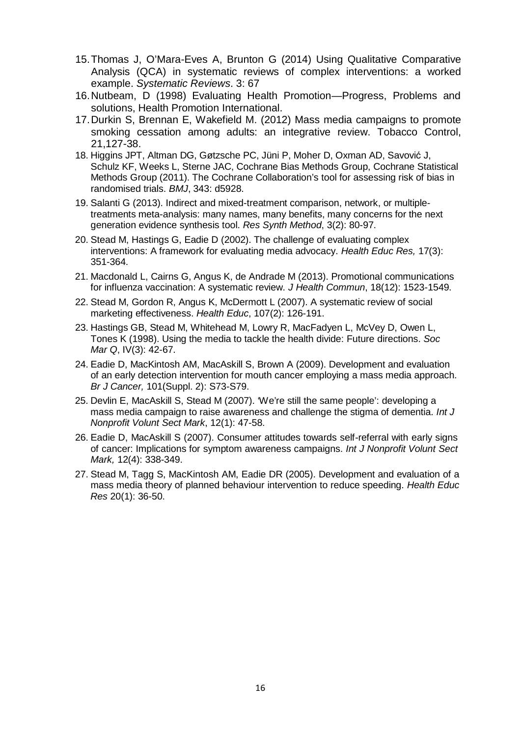15. Thomas J, O'Mara-Eves A, Brunton G (2014) Using Qualitative Comparative Analysis (QCA) in systematic reviews of complex interventions: a worked example. *Systematic Reviews*. 3: 67
16. Nutbeam, D (1998) Evaluating Health Promotion—Progress, Problems and solutions, Health Promotion International.
17. Durkin S, Brennan E, Wakefield M. (2012) Mass media campaigns to promote smoking cessation among adults: an integrative review. Tobacco Control, 21,127-38.
18. Higgins JPT, Altman DG, Gøtzsche PC, Jüni P, Moher D, Oxman AD, Savović J, Schulz KF, Weeks L, Sterne JAC, Cochrane Bias Methods Group, Cochrane Statistical Methods Group (2011). The Cochrane Collaboration's tool for assessing risk of bias in randomised trials. *BMJ*, 343: d5928.
19. Salanti G (2013). Indirect and mixed-treatment comparison, network, or multiple-treatments meta-analysis: many names, many benefits, many concerns for the next generation evidence synthesis tool. *Res Synth Method*, 3(2): 80-97.
20. Stead M, Hastings G, Eadie D (2002). The challenge of evaluating complex interventions: A framework for evaluating media advocacy. *Health Educ Res,* 17(3): 351-364.
21. Macdonald L, Cairns G, Angus K, de Andrade M (2013). Promotional communications for influenza vaccination: A systematic review. *J Health Commun*, 18(12): 1523-1549.
22. Stead M, Gordon R, Angus K, McDermott L (2007). A systematic review of social marketing effectiveness. *Health Educ*, 107(2): 126-191.
23. Hastings GB, Stead M, Whitehead M, Lowry R, MacFadyen L, McVey D, Owen L, Tones K (1998). Using the media to tackle the health divide: Future directions. *Soc Mar Q*, IV(3): 42-67.
24. Eadie D, MacKintosh AM, MacAskill S, Brown A (2009). Development and evaluation of an early detection intervention for mouth cancer employing a mass media approach. *Br J Cancer,* 101(Suppl. 2): S73-S79.
25. Devlin E, MacAskill S, Stead M (2007). 'We're still the same people': developing a mass media campaign to raise awareness and challenge the stigma of dementia. *Int J Nonprofit Volunt Sect Mark*, 12(1): 47-58.
26. Eadie D, MacAskill S (2007). Consumer attitudes towards self-referral with early signs of cancer: Implications for symptom awareness campaigns. *Int J Nonprofit Volunt Sect Mark,* 12(4): 338-349.
27. Stead M, Tagg S, MacKintosh AM, Eadie DR (2005). Development and evaluation of a mass media theory of planned behaviour intervention to reduce speeding. *Health Educ Res* 20(1): 36-50.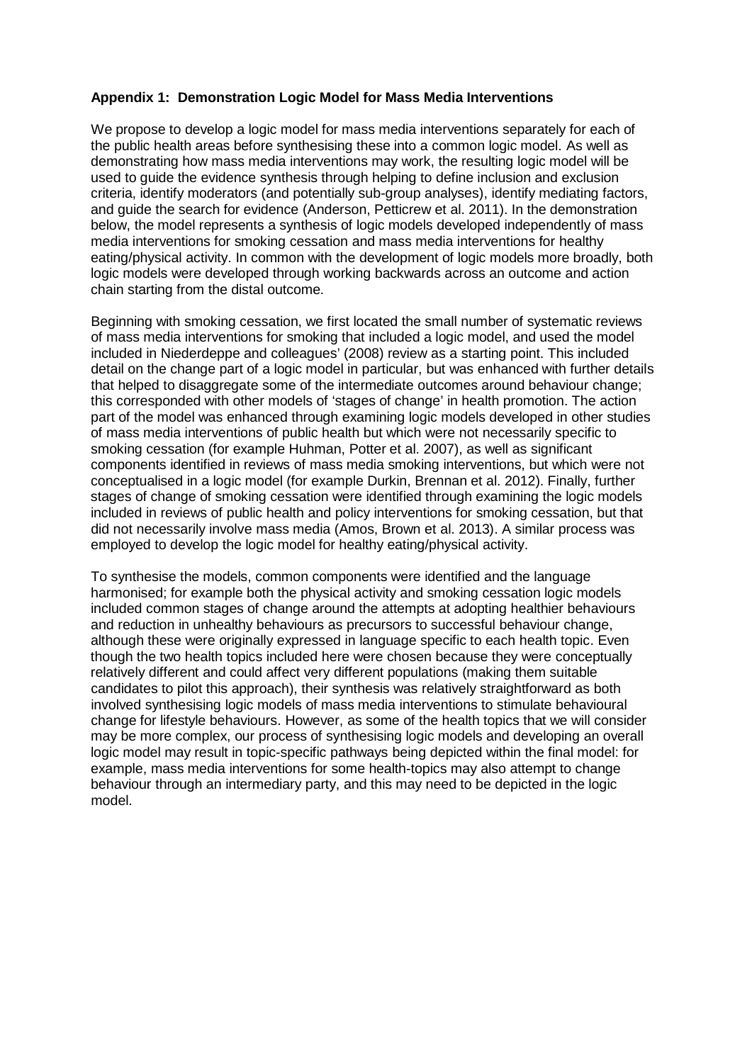**Appendix 1: Demonstration Logic Model for Mass Media Interventions**

We propose to develop a logic model for mass media interventions separately for each of the public health areas before synthesising these into a common logic model. As well as demonstrating how mass media interventions may work, the resulting logic model will be used to guide the evidence synthesis through helping to define inclusion and exclusion criteria, identify moderators (and potentially sub-group analyses), identify mediating factors, and guide the search for evidence (Anderson, Petticrew et al. 2011). In the demonstration below, the model represents a synthesis of logic models developed independently of mass media interventions for smoking cessation and mass media interventions for healthy eating/physical activity. In common with the development of logic models more broadly, both logic models were developed through working backwards across an outcome and action chain starting from the distal outcome.

Beginning with smoking cessation, we first located the small number of systematic reviews of mass media interventions for smoking that included a logic model, and used the model included in Niederdeppe and colleagues' (2008) review as a starting point. This included detail on the change part of a logic model in particular, but was enhanced with further details that helped to disaggregate some of the intermediate outcomes around behaviour change; this corresponded with other models of 'stages of change' in health promotion. The action part of the model was enhanced through examining logic models developed in other studies of mass media interventions of public health but which were not necessarily specific to smoking cessation (for example Huhman, Potter et al. 2007), as well as significant components identified in reviews of mass media smoking interventions, but which were not conceptualised in a logic model (for example Durkin, Brennan et al. 2012). Finally, further stages of change of smoking cessation were identified through examining the logic models included in reviews of public health and policy interventions for smoking cessation, but that did not necessarily involve mass media (Amos, Brown et al. 2013). A similar process was employed to develop the logic model for healthy eating/physical activity.

To synthesise the models, common components were identified and the language harmonised; for example both the physical activity and smoking cessation logic models included common stages of change around the attempts at adopting healthier behaviours and reduction in unhealthy behaviours as precursors to successful behaviour change, although these were originally expressed in language specific to each health topic. Even though the two health topics included here were chosen because they were conceptually relatively different and could affect very different populations (making them suitable candidates to pilot this approach), their synthesis was relatively straightforward as both involved synthesising logic models of mass media interventions to stimulate behavioural change for lifestyle behaviours. However, as some of the health topics that we will consider may be more complex, our process of synthesising logic models and developing an overall logic model may result in topic-specific pathways being depicted within the final model: for example, mass media interventions for some health-topics may also attempt to change behaviour through an intermediary party, and this may need to be depicted in the logic model.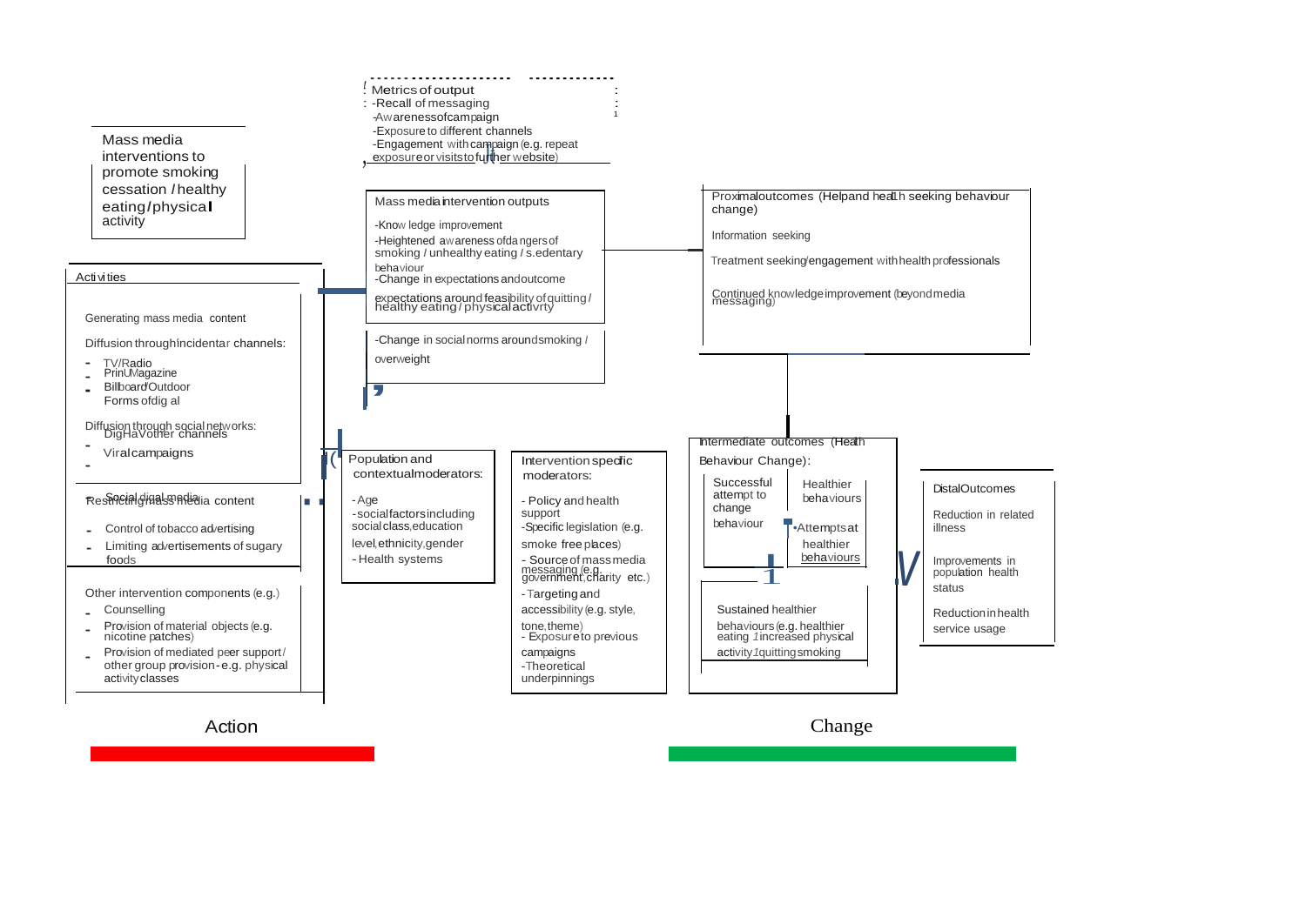Mass media interventions to promote smoking cessation / healthy eating/physical activity

Metrics of output
- Recall of messaging
- Awareness of campaign
- Exposure to different channels
- Engagement with campaign (e.g. repeat exposure or visits to further website)

Activities

Generating mass media content

Diffusion through incidental channels:
- TV/Radio
- Print/Magazine
- Billboard/Outdoor
- Forms of digital

Diffusion through social networks:
- Digital/other channels
- Viral campaigns
- Social/digital media

Restricting mass media content
- Control of tobacco advertising
- Limiting advertisements of sugary foods

Other intervention components (e.g.)
- Counselling
- Provision of material objects (e.g. nicotine patches)
- Provision of mediated peer support/ other group provision - e.g. physical activity classes

Mass media intervention outputs

- Knowledge improvement
- Heightened awareness of dangers of smoking / unhealthy eating / sedentary behaviour
- Change in expectations and outcome expectations around feasibility of quitting / healthy eating / physical activity

- Change in social norms around smoking / overweight

Population and contextual moderators:
- Age
- social factors including social class, education level, ethnicity, gender
- Health systems

Intervention specific moderators:
- Policy and health support
- Specific legislation (e.g. smoke free places)
- Source of mass media messaging (e.g. government, charity etc.)
- Targeting and accessibility (e.g. style, tone, theme)
- Exposure to previous campaigns
- Theoretical underpinnings

Proximal outcomes (Help and health seeking behaviour change)

Information seeking

Treatment seeking/engagement with health professionals

Continued knowledge improvement (beyond media messaging)

Intermediate outcomes (Health Behaviour Change):

Successful attempt to change behaviour

Healthier behaviours
- Attempts at healthier behaviours

Sustained healthier behaviours (e.g. healthier eating / increased physical activity / quitting smoking

Distal Outcomes

Reduction in related illness

Improvements in population health status

Reduction in health service usage

Action

Change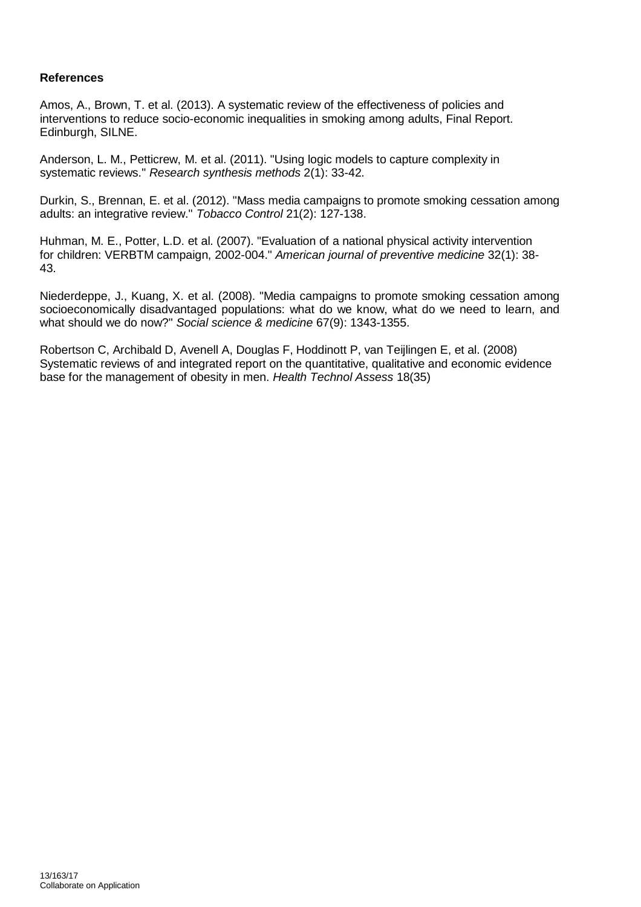**References**

Amos, A., Brown, T. et al. (2013). A systematic review of the effectiveness of policies and interventions to reduce socio-economic inequalities in smoking among adults, Final Report. Edinburgh, SILNE.

Anderson, L. M., Petticrew, M. et al. (2011). "Using logic models to capture complexity in systematic reviews." *Research synthesis methods* 2(1): 33-42.

Durkin, S., Brennan, E. et al. (2012). "Mass media campaigns to promote smoking cessation among adults: an integrative review." *Tobacco Control* 21(2): 127-138.

Huhman, M. E., Potter, L.D. et al. (2007). "Evaluation of a national physical activity intervention for children: VERBTM campaign, 2002-004." *American journal of preventive medicine* 32(1): 38-43.

Niederdeppe, J., Kuang, X. et al. (2008). "Media campaigns to promote smoking cessation among socioeconomically disadvantaged populations: what do we know, what do we need to learn, and what should we do now?" *Social science & medicine* 67(9): 1343-1355.

Robertson C, Archibald D, Avenell A, Douglas F, Hoddinott P, van Teijlingen E, et al. (2008) Systematic reviews of and integrated report on the quantitative, qualitative and economic evidence base for the management of obesity in men. *Health Technol Assess* 18(35)